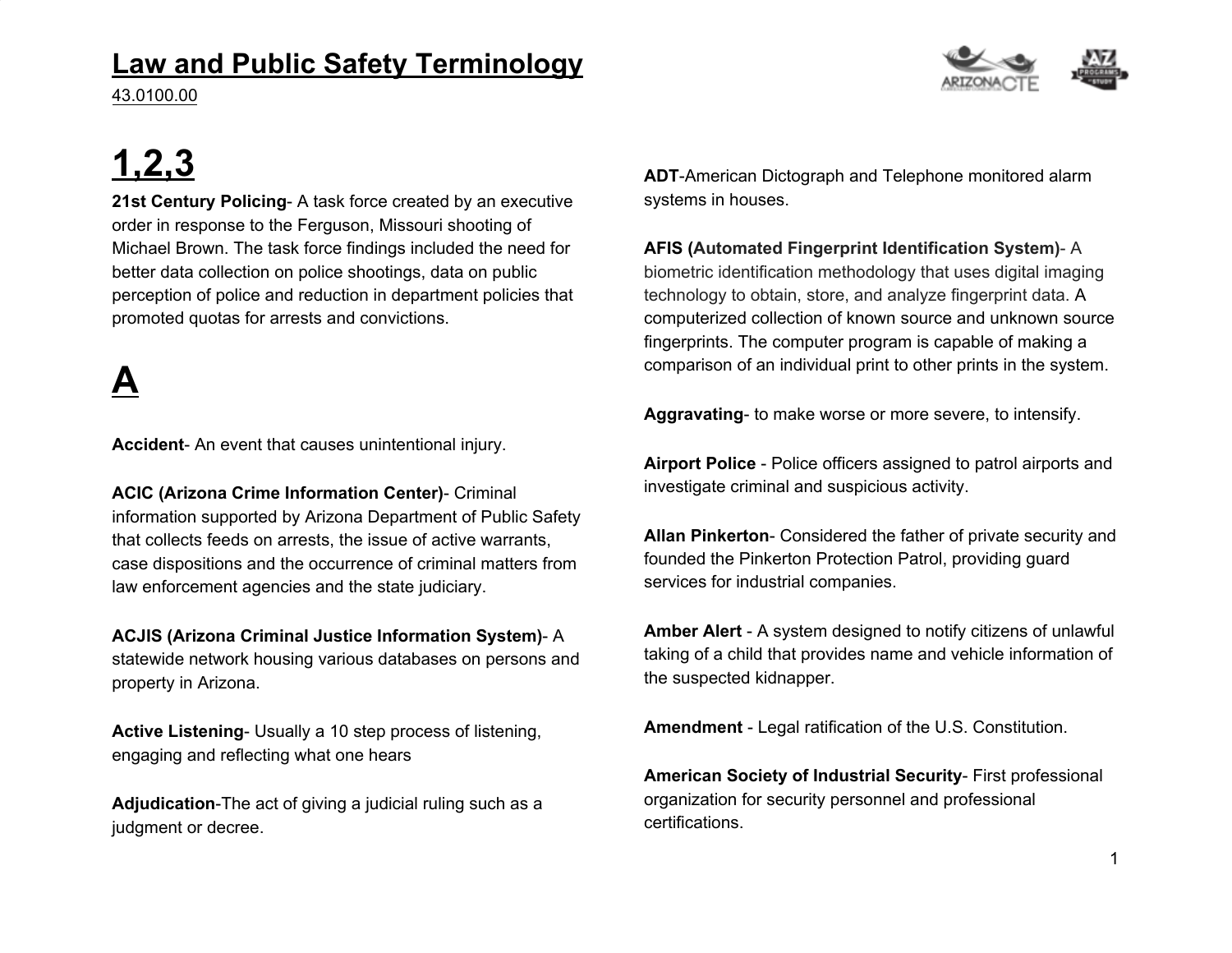# Law and Public Safety Terminology

43.0100.00

## 1,2,3

**21st Century Policing**- A task force created by an executive order in response to the Ferguson, Missouri shooting of Michael Brown. The task force findings included the need for better data collection on police shootings, data on public perception of police and reduction in department policies that promoted quotas for arrests and convictions.

## A

**Accident**- An event that causes unintentional injury.

**ACIC (Arizona Crime Information Center)**- Criminal information supported by Arizona Department of Public Safety that collects feeds on arrests, the issue of active warrants, case dispositions and the occurrence of criminal matters from law enforcement agencies and the state judiciary.

**ACJIS (Arizona Criminal Justice Information System)**- A statewide network housing various databases on persons and property in Arizona.

**Active Listening**- Usually a 10 step process of listening, engaging and reflecting what one hears

**Adjudication**-The act of giving a judicial ruling such as a judgment or decree.

**ADT**-American Dictograph and Telephone monitored alarm systems in houses.

**AFIS (Automated Fingerprint Identification System)**- A biometric identification methodology that uses digital imaging technology to obtain, store, and analyze fingerprint data. A computerized collection of known source and unknown source fingerprints. The computer program is capable of making a comparison of an individual print to other prints in the system.

**Aggravating**- to make worse or more severe, to intensify.

**Airport Police** - Police officers assigned to patrol airports and investigate criminal and suspicious activity.

**Allan Pinkerton**- Considered the father of private security and founded the Pinkerton Protection Patrol, providing guard services for industrial companies.

**Amber Alert** - A system designed to notify citizens of unlawful taking of a child that provides name and vehicle information of the suspected kidnapper.

**Amendment** - Legal ratification of the U.S. Constitution.

**American Society of Industrial Security**- First professional organization for security personnel and professional certifications.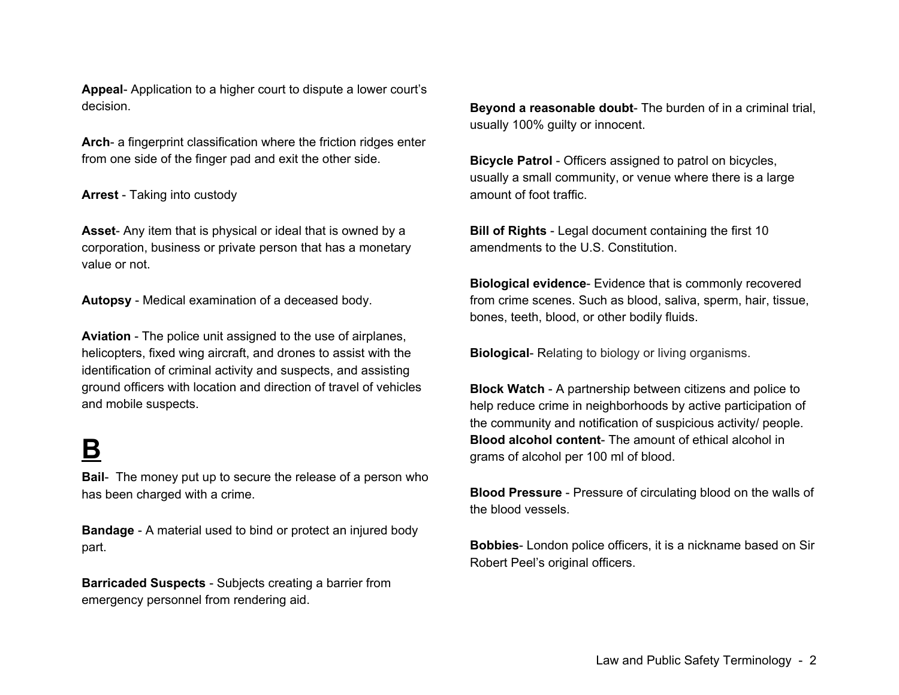**Appeal**- Application to a higher court to dispute a lower court's decision.

**Arch**- a fingerprint classification where the friction ridges enter from one side of the finger pad and exit the other side.

**Arrest** - Taking into custody

**Asset**- Any item that is physical or ideal that is owned by a corporation, business or private person that has a monetary value or not.

**Autopsy** - Medical examination of a deceased body.

**Aviation** - The police unit assigned to the use of airplanes, helicopters, fixed wing aircraft, and drones to assist with the identification of criminal activity and suspects, and assisting ground officers with location and direction of travel of vehicles and mobile suspects.

# B

**Bail**- The money put up to secure the release of a person who has been charged with a crime.

**Bandage** - A material used to bind or protect an injured body part.

**Barricaded Suspects** - Subjects creating a barrier from emergency personnel from rendering aid.

**Beyond a reasonable doubt**- The burden of in a criminal trial, usually 100% guilty or innocent.

**Bicycle Patrol** - Officers assigned to patrol on bicycles, usually a small community, or venue where there is a large amount of foot traffic.

**Bill of Rights** - Legal document containing the first 10 amendments to the U.S. Constitution.

**Biological evidence**- Evidence that is commonly recovered from crime scenes. Such as blood, saliva, sperm, hair, tissue, bones, teeth, blood, or other bodily fluids.

**Biological**- Relating to biology or living organisms.

**Block Watch** - A partnership between citizens and police to help reduce crime in neighborhoods by active participation of the community and notification of suspicious activity/ people.

**Blood alcohol content**- The amount of ethical alcohol in grams of alcohol per 100 ml of blood.

**Blood Pressure** - Pressure of circulating blood on the walls of the blood vessels.

**Bobbies**- London police officers, it is a nickname based on Sir Robert Peel's original officers.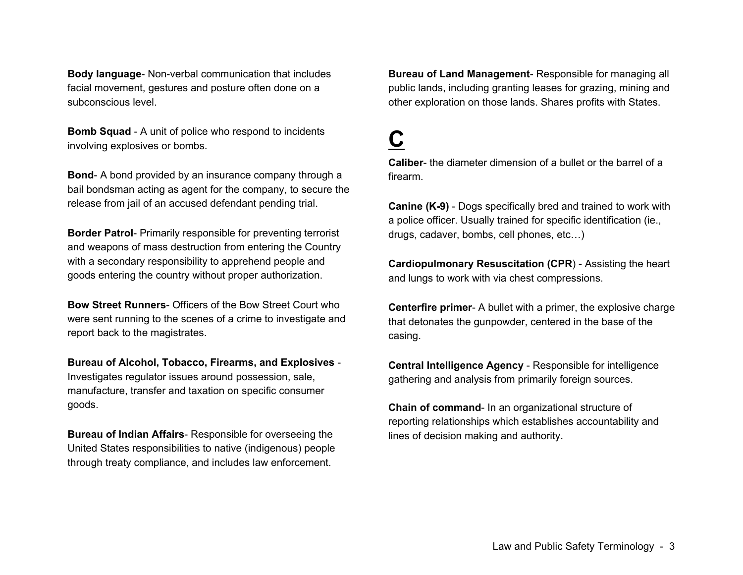**Body language**- Non-verbal communication that includes facial movement, gestures and posture often done on a subconscious level.

**Bomb Squad** - A unit of police who respond to incidents involving explosives or bombs.

**Bond**- A bond provided by an insurance company through a bail bondsman acting as agent for the company, to secure the release from jail of an accused defendant pending trial.

**Border Patrol**- Primarily responsible for preventing terrorist and weapons of mass destruction from entering the Country with a secondary responsibility to apprehend people and goods entering the country without proper authorization.

**Bow Street Runners**- Officers of the Bow Street Court who were sent running to the scenes of a crime to investigate and report back to the magistrates.

**Bureau of Alcohol, Tobacco, Firearms, and Explosives** - Investigates regulator issues around possession, sale, manufacture, transfer and taxation on specific consumer goods.

**Bureau of Indian Affairs**- Responsible for overseeing the United States responsibilities to native (indigenous) people through treaty compliance, and includes law enforcement.

**Bureau of Land Management**- Responsible for managing all public lands, including granting leases for grazing, mining and other exploration on those lands. Shares profits with States.

# C

**Caliber**- the diameter dimension of a bullet or the barrel of a firearm.

**Canine (K-9)** - Dogs specifically bred and trained to work with a police officer. Usually trained for specific identification (ie., drugs, cadaver, bombs, cell phones, etc…)

**Cardiopulmonary Resuscitation (CPR**) - Assisting the heart and lungs to work with via chest compressions.

**Centerfire primer**- A bullet with a primer, the explosive charge that detonates the gunpowder, centered in the base of the casing.

**Central Intelligence Agency** - Responsible for intelligence gathering and analysis from primarily foreign sources.

**Chain of command**- In an organizational structure of reporting relationships which establishes accountability and lines of decision making and authority.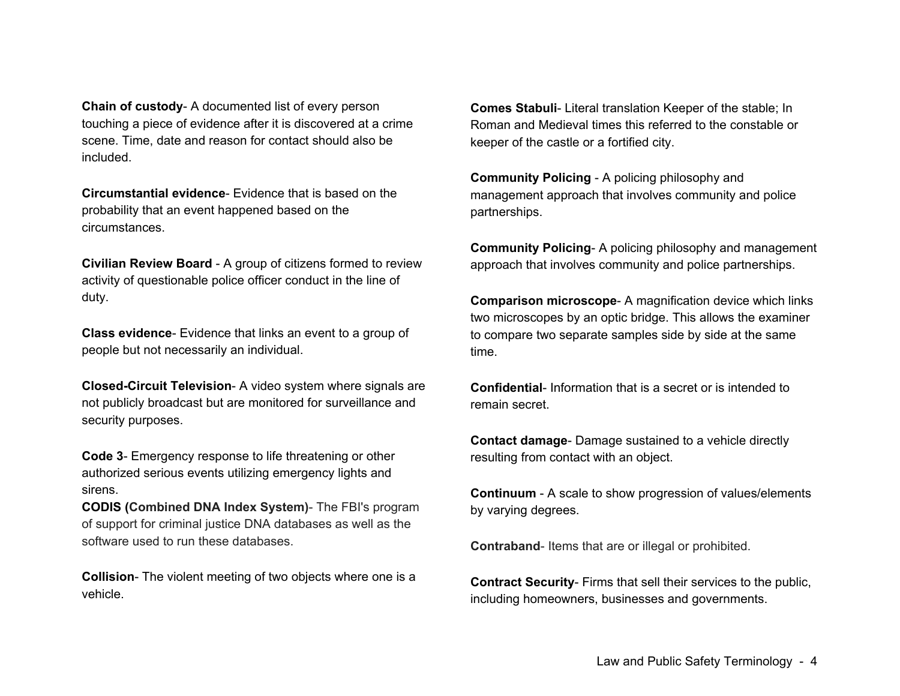**Chain of custody**- A documented list of every person touching a piece of evidence after it is discovered at a crime scene. Time, date and reason for contact should also be included.

**Circumstantial evidence**- Evidence that is based on the probability that an event happened based on the circumstances.

**Civilian Review Board** - A group of citizens formed to review activity of questionable police officer conduct in the line of duty.

**Class evidence**- Evidence that links an event to a group of people but not necessarily an individual.

**Closed-Circuit Television**- A video system where signals are not publicly broadcast but are monitored for surveillance and security purposes.

**Code 3**- Emergency response to life threatening or other authorized serious events utilizing emergency lights and sirens.

**CODIS (Combined DNA Index System)**- The FBI's program of support for criminal justice DNA databases as well as the software used to run these databases.

**Collision**- The violent meeting of two objects where one is a vehicle.

**Comes Stabuli**- Literal translation Keeper of the stable; In Roman and Medieval times this referred to the constable or keeper of the castle or a fortified city.

**Community Policing** - A policing philosophy and management approach that involves community and police partnerships.

**Community Policing**- A policing philosophy and management approach that involves community and police partnerships.

**Comparison microscope**- A magnification device which links two microscopes by an optic bridge. This allows the examiner to compare two separate samples side by side at the same time.

**Confidential**- Information that is a secret or is intended to remain secret.

**Contact damage**- Damage sustained to a vehicle directly resulting from contact with an object.

**Continuum** - A scale to show progression of values/elements by varying degrees.

**Contraband**- Items that are or illegal or prohibited.

**Contract Security**- Firms that sell their services to the public, including homeowners, businesses and governments.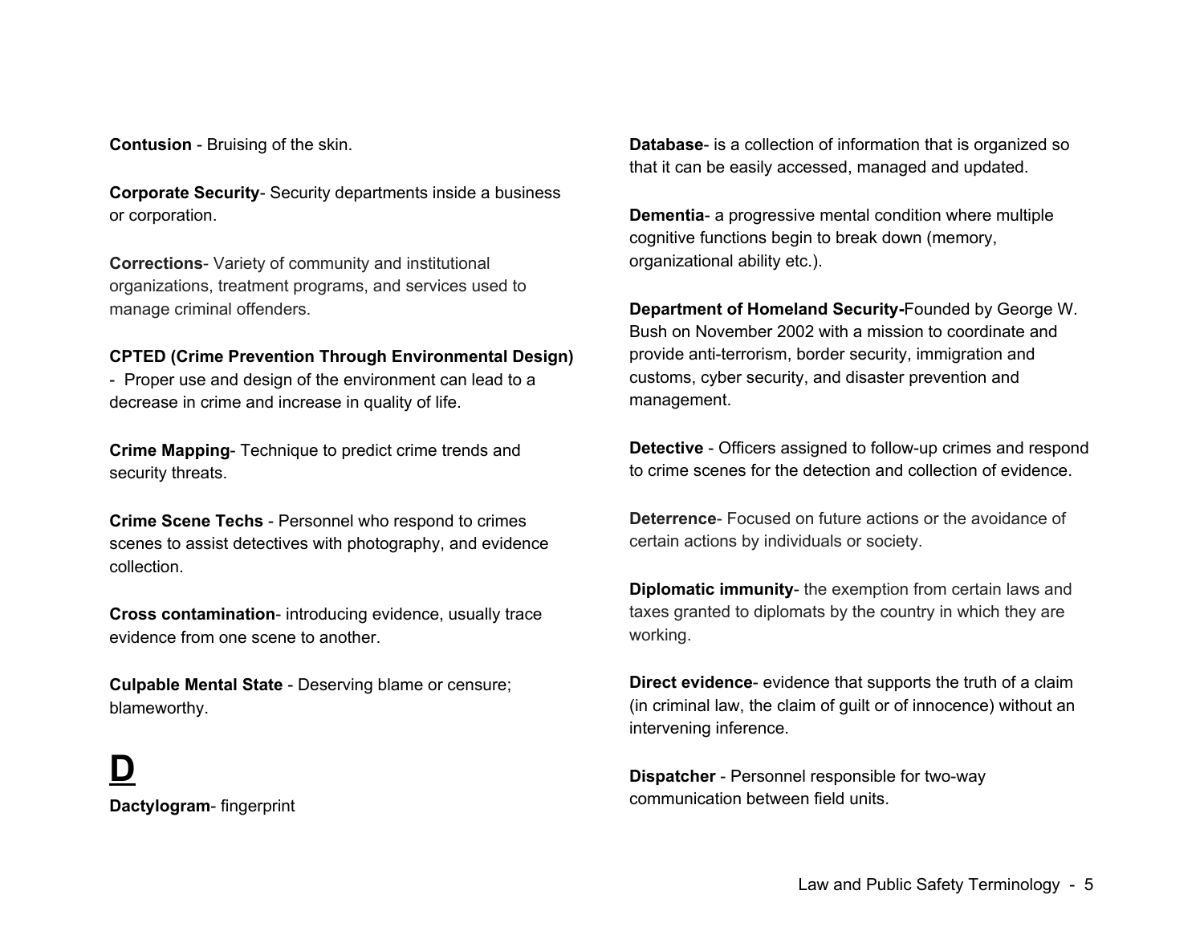**Contusion** - Bruising of the skin.

**Corporate Security**- Security departments inside a business or corporation.

**Corrections**- Variety of community and institutional organizations, treatment programs, and services used to manage criminal offenders.

**CPTED (Crime Prevention Through Environmental Design)** - Proper use and design of the environment can lead to a decrease in crime and increase in quality of life.

**Crime Mapping**- Technique to predict crime trends and security threats.

**Crime Scene Techs** - Personnel who respond to crimes scenes to assist detectives with photography, and evidence collection.

**Cross contamination**- introducing evidence, usually trace evidence from one scene to another.

**Culpable Mental State** - Deserving blame or censure; blameworthy.

# D

**Dactylogram**- fingerprint

**Database**- is a collection of information that is organized so that it can be easily accessed, managed and updated.

**Dementia**- a progressive mental condition where multiple cognitive functions begin to break down (memory, organizational ability etc.).

**Department of Homeland Security-**Founded by George W. Bush on November 2002 with a mission to coordinate and provide anti-terrorism, border security, immigration and customs, cyber security, and disaster prevention and management.

**Detective** - Officers assigned to follow-up crimes and respond to crime scenes for the detection and collection of evidence.

**Deterrence**- Focused on future actions or the avoidance of certain actions by individuals or society.

**Diplomatic immunity**- the exemption from certain laws and taxes granted to diplomats by the country in which they are working.

**Direct evidence**- evidence that supports the truth of a claim (in criminal law, the claim of guilt or of innocence) without an intervening inference.

**Dispatcher** - Personnel responsible for two-way communication between field units.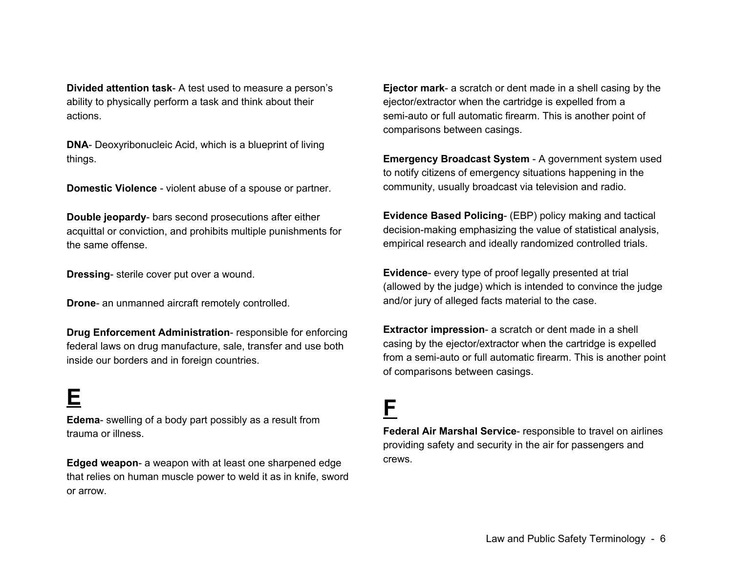**Divided attention task**- A test used to measure a person's ability to physically perform a task and think about their actions.

**DNA**- Deoxyribonucleic Acid, which is a blueprint of living things.

**Domestic Violence** - violent abuse of a spouse or partner.

**Double jeopardy**- bars second prosecutions after either acquittal or conviction, and prohibits multiple punishments for the same offense.

**Dressing**- sterile cover put over a wound.

**Drone**- an unmanned aircraft remotely controlled.

**Drug Enforcement Administration**- responsible for enforcing federal laws on drug manufacture, sale, transfer and use both inside our borders and in foreign countries.

# E

**Edema**- swelling of a body part possibly as a result from trauma or illness.

**Edged weapon**- a weapon with at least one sharpened edge that relies on human muscle power to weld it as in knife, sword or arrow.

**Ejector mark**- a scratch or dent made in a shell casing by the ejector/extractor when the cartridge is expelled from a semi-auto or full automatic firearm. This is another point of comparisons between casings.

**Emergency Broadcast System** - A government system used to notify citizens of emergency situations happening in the community, usually broadcast via television and radio.

**Evidence Based Policing**- (EBP) policy making and tactical decision-making emphasizing the value of statistical analysis, empirical research and ideally randomized controlled trials.

**Evidence**- every type of proof legally presented at trial (allowed by the judge) which is intended to convince the judge and/or jury of alleged facts material to the case.

**Extractor impression**- a scratch or dent made in a shell casing by the ejector/extractor when the cartridge is expelled from a semi-auto or full automatic firearm. This is another point of comparisons between casings.

# F

**Federal Air Marshal Service**- responsible to travel on airlines providing safety and security in the air for passengers and crews.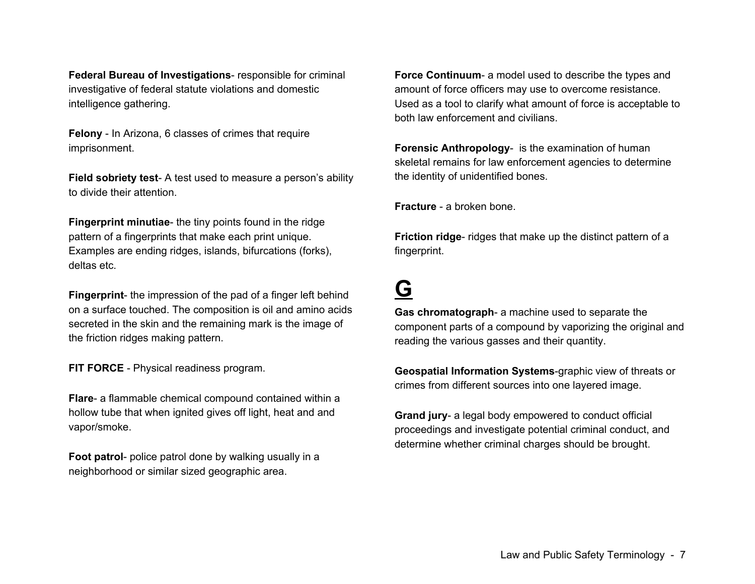**Federal Bureau of Investigations**- responsible for criminal investigative of federal statute violations and domestic intelligence gathering.

**Felony** - In Arizona, 6 classes of crimes that require imprisonment.

**Field sobriety test**- A test used to measure a person's ability to divide their attention.

**Fingerprint minutiae**- the tiny points found in the ridge pattern of a fingerprints that make each print unique. Examples are ending ridges, islands, bifurcations (forks), deltas etc.

**Fingerprint**- the impression of the pad of a finger left behind on a surface touched. The composition is oil and amino acids secreted in the skin and the remaining mark is the image of the friction ridges making pattern.

**FIT FORCE** - Physical readiness program.

**Flare**- a flammable chemical compound contained within a hollow tube that when ignited gives off light, heat and and vapor/smoke.

**Foot patrol**- police patrol done by walking usually in a neighborhood or similar sized geographic area.

**Force Continuum**- a model used to describe the types and amount of force officers may use to overcome resistance. Used as a tool to clarify what amount of force is acceptable to both law enforcement and civilians.

**Forensic Anthropology**- is the examination of human skeletal remains for law enforcement agencies to determine the identity of unidentified bones.

**Fracture** - a broken bone.

**Friction ridge**- ridges that make up the distinct pattern of a fingerprint.

# G

**Gas chromatograph**- a machine used to separate the component parts of a compound by vaporizing the original and reading the various gasses and their quantity.

**Geospatial Information Systems**-graphic view of threats or crimes from different sources into one layered image.

**Grand jury**- a legal body empowered to conduct official proceedings and investigate potential criminal conduct, and determine whether criminal charges should be brought.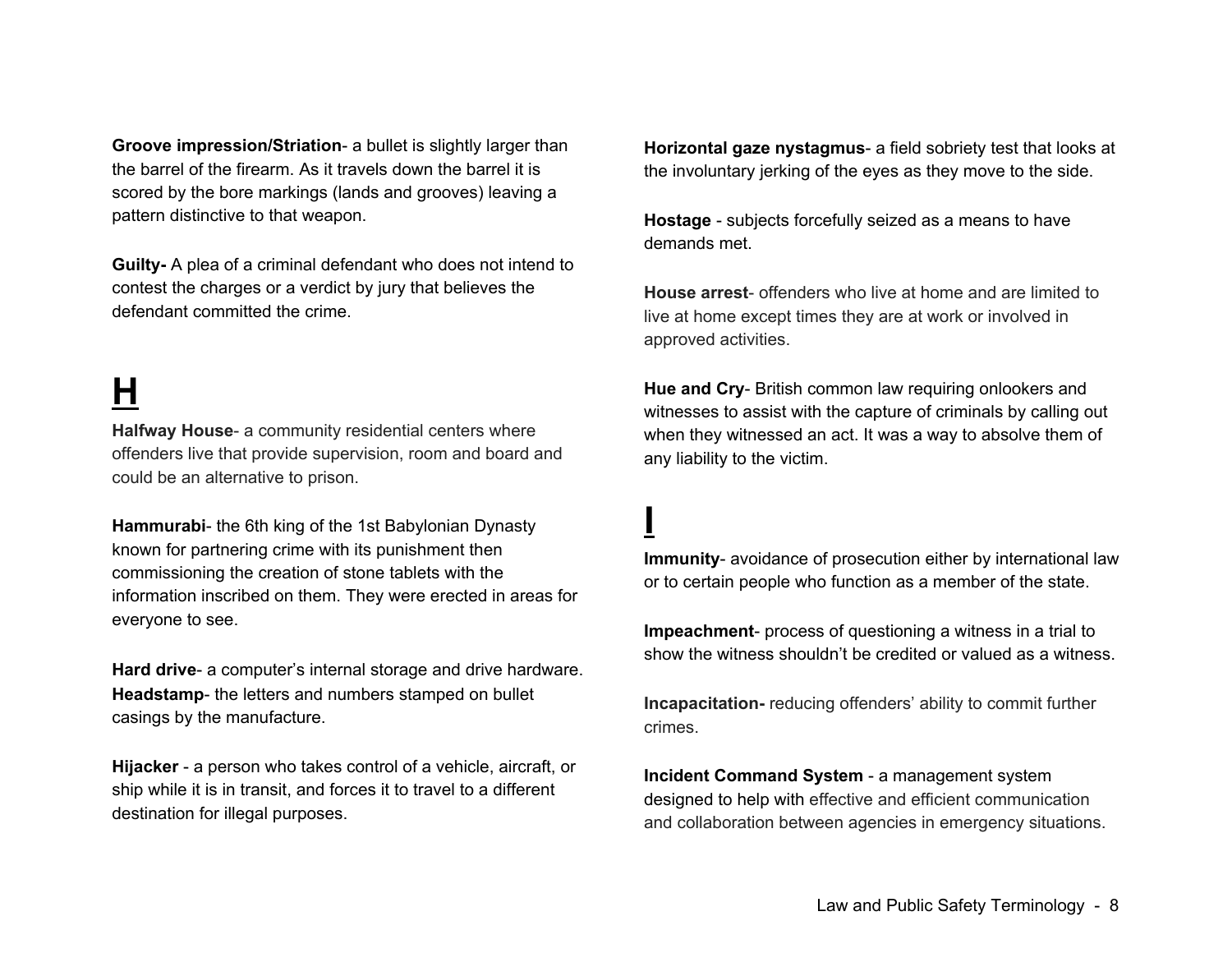**Groove impression/Striation**- a bullet is slightly larger than the barrel of the firearm. As it travels down the barrel it is scored by the bore markings (lands and grooves) leaving a pattern distinctive to that weapon.

**Guilty-** A plea of a criminal defendant who does not intend to contest the charges or a verdict by jury that believes the defendant committed the crime.

# H

**Halfway House**- a community residential centers where offenders live that provide supervision, room and board and could be an alternative to prison.

**Hammurabi**- the 6th king of the 1st Babylonian Dynasty known for partnering crime with its punishment then commissioning the creation of stone tablets with the information inscribed on them. They were erected in areas for everyone to see.

**Hard drive**- a computer's internal storage and drive hardware.

**Headstamp**- the letters and numbers stamped on bullet casings by the manufacture.

**Hijacker** - a person who takes control of a vehicle, aircraft, or ship while it is in transit, and forces it to travel to a different destination for illegal purposes.

**Horizontal gaze nystagmus**- a field sobriety test that looks at the involuntary jerking of the eyes as they move to the side.

**Hostage** - subjects forcefully seized as a means to have demands met.

**House arrest**- offenders who live at home and are limited to live at home except times they are at work or involved in approved activities.

**Hue and Cry**- British common law requiring onlookers and witnesses to assist with the capture of criminals by calling out when they witnessed an act. It was a way to absolve them of any liability to the victim.

# I

**Immunity**- avoidance of prosecution either by international law or to certain people who function as a member of the state.

**Impeachment**- process of questioning a witness in a trial to show the witness shouldn't be credited or valued as a witness.

**Incapacitation-** reducing offenders' ability to commit further crimes.

**Incident Command System** - a management system designed to help with effective and efficient communication and collaboration between agencies in emergency situations.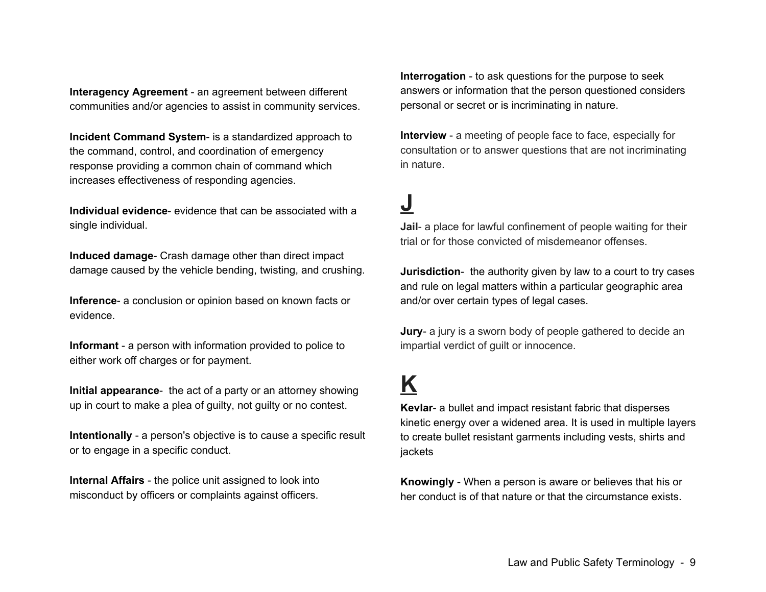**Interagency Agreement** - an agreement between different communities and/or agencies to assist in community services.

**Incident Command System**- is a standardized approach to the command, control, and coordination of emergency response providing a common chain of command which increases effectiveness of responding agencies.

**Individual evidence**- evidence that can be associated with a single individual.

**Induced damage**- Crash damage other than direct impact damage caused by the vehicle bending, twisting, and crushing.

**Inference**- a conclusion or opinion based on known facts or evidence.

**Informant** - a person with information provided to police to either work off charges or for payment.

**Initial appearance**- the act of a party or an attorney showing up in court to make a plea of guilty, not guilty or no contest.

**Intentionally** - a person's objective is to cause a specific result or to engage in a specific conduct.

**Internal Affairs** - the police unit assigned to look into misconduct by officers or complaints against officers.

**Interrogation** - to ask questions for the purpose to seek answers or information that the person questioned considers personal or secret or is incriminating in nature.

**Interview** - a meeting of people face to face, especially for consultation or to answer questions that are not incriminating in nature.

# J

**Jail**- a place for lawful confinement of people waiting for their trial or for those convicted of misdemeanor offenses.

**Jurisdiction**- the authority given by law to a court to try cases and rule on legal matters within a particular geographic area and/or over certain types of legal cases.

**Jury**- a jury is a sworn body of people gathered to decide an impartial verdict of guilt or innocence.

# K

**Kevlar**- a bullet and impact resistant fabric that disperses kinetic energy over a widened area. It is used in multiple layers to create bullet resistant garments including vests, shirts and jackets

**Knowingly** - When a person is aware or believes that his or her conduct is of that nature or that the circumstance exists.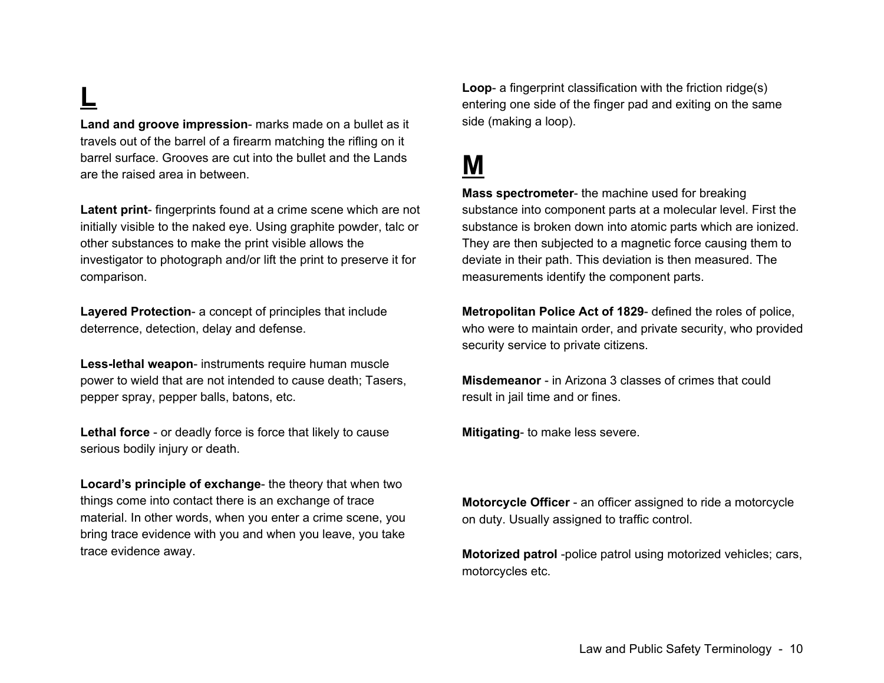# L

**Land and groove impression**- marks made on a bullet as it travels out of the barrel of a firearm matching the rifling on it barrel surface. Grooves are cut into the bullet and the Lands are the raised area in between.

**Latent print**- fingerprints found at a crime scene which are not initially visible to the naked eye. Using graphite powder, talc or other substances to make the print visible allows the investigator to photograph and/or lift the print to preserve it for comparison.

**Layered Protection**- a concept of principles that include deterrence, detection, delay and defense.

**Less-lethal weapon**- instruments require human muscle power to wield that are not intended to cause death; Tasers, pepper spray, pepper balls, batons, etc.

**Lethal force** - or deadly force is force that likely to cause serious bodily injury or death.

**Locard's principle of exchange**- the theory that when two things come into contact there is an exchange of trace material. In other words, when you enter a crime scene, you bring trace evidence with you and when you leave, you take trace evidence away.

**Loop**- a fingerprint classification with the friction ridge(s) entering one side of the finger pad and exiting on the same side (making a loop).

# M

**Mass spectrometer**- the machine used for breaking substance into component parts at a molecular level. First the substance is broken down into atomic parts which are ionized. They are then subjected to a magnetic force causing them to deviate in their path. This deviation is then measured. The measurements identify the component parts.

**Metropolitan Police Act of 1829**- defined the roles of police, who were to maintain order, and private security, who provided security service to private citizens.

**Misdemeanor** - in Arizona 3 classes of crimes that could result in jail time and or fines.

**Mitigating**- to make less severe.

**Motorcycle Officer** - an officer assigned to ride a motorcycle on duty. Usually assigned to traffic control.

**Motorized patrol** -police patrol using motorized vehicles; cars, motorcycles etc.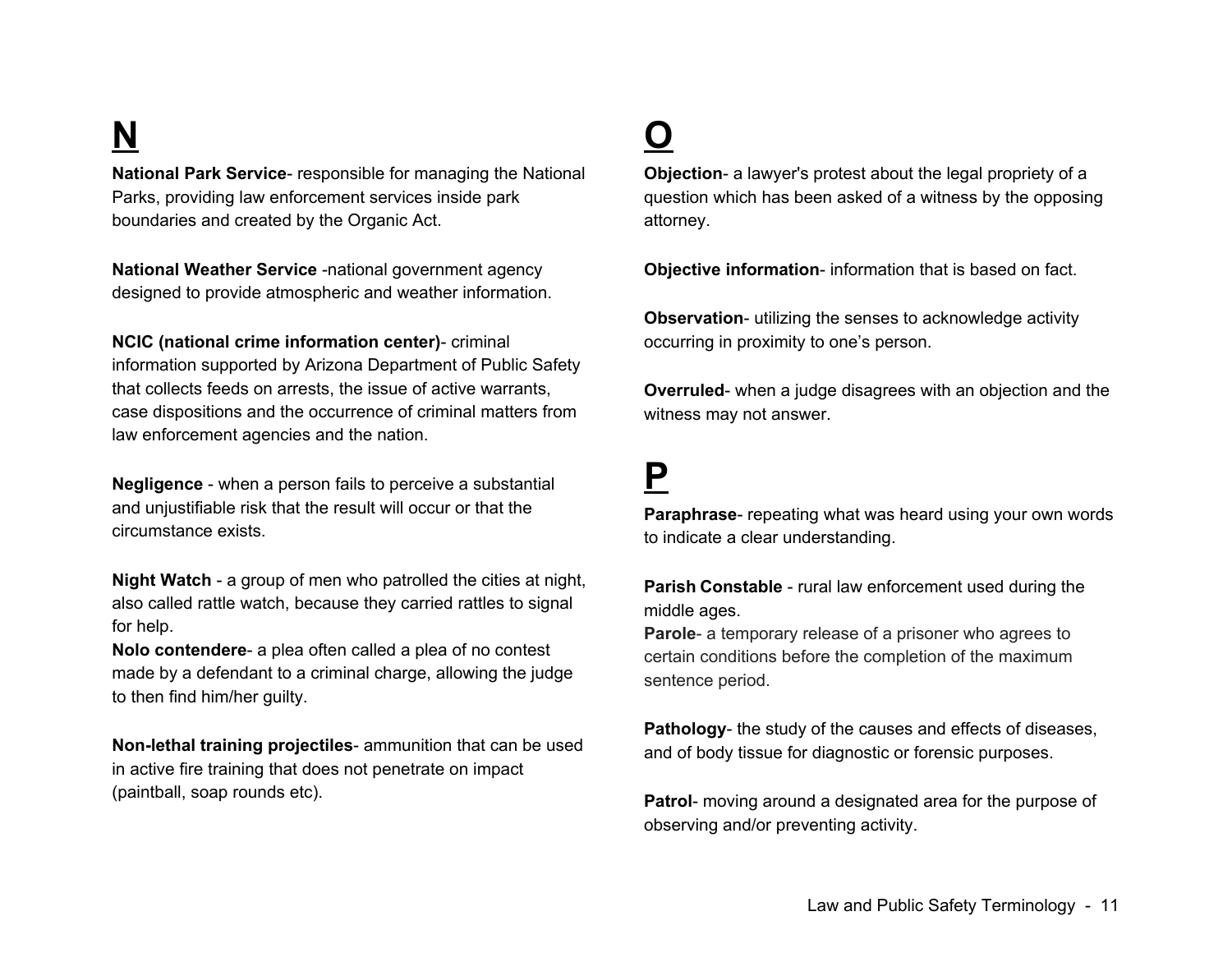# N

**National Park Service**- responsible for managing the National Parks, providing law enforcement services inside park boundaries and created by the Organic Act.

**National Weather Service** -national government agency designed to provide atmospheric and weather information.

**NCIC (national crime information center)**- criminal information supported by Arizona Department of Public Safety that collects feeds on arrests, the issue of active warrants, case dispositions and the occurrence of criminal matters from law enforcement agencies and the nation.

**Negligence** - when a person fails to perceive a substantial and unjustifiable risk that the result will occur or that the circumstance exists.

**Night Watch** - a group of men who patrolled the cities at night, also called rattle watch, because they carried rattles to signal for help.

**Nolo contendere**- a plea often called a plea of no contest made by a defendant to a criminal charge, allowing the judge to then find him/her guilty.

**Non-lethal training projectiles**- ammunition that can be used in active fire training that does not penetrate on impact (paintball, soap rounds etc).

# O

**Objection**- a lawyer's protest about the legal propriety of a question which has been asked of a witness by the opposing attorney.

**Objective information**- information that is based on fact.

**Observation**- utilizing the senses to acknowledge activity occurring in proximity to one's person.

**Overruled**- when a judge disagrees with an objection and the witness may not answer.

# P

**Paraphrase**- repeating what was heard using your own words to indicate a clear understanding.

**Parish Constable** - rural law enforcement used during the middle ages.

**Parole**- a temporary release of a prisoner who agrees to certain conditions before the completion of the maximum sentence period.

**Pathology**- the study of the causes and effects of diseases, and of body tissue for diagnostic or forensic purposes.

**Patrol**- moving around a designated area for the purpose of observing and/or preventing activity.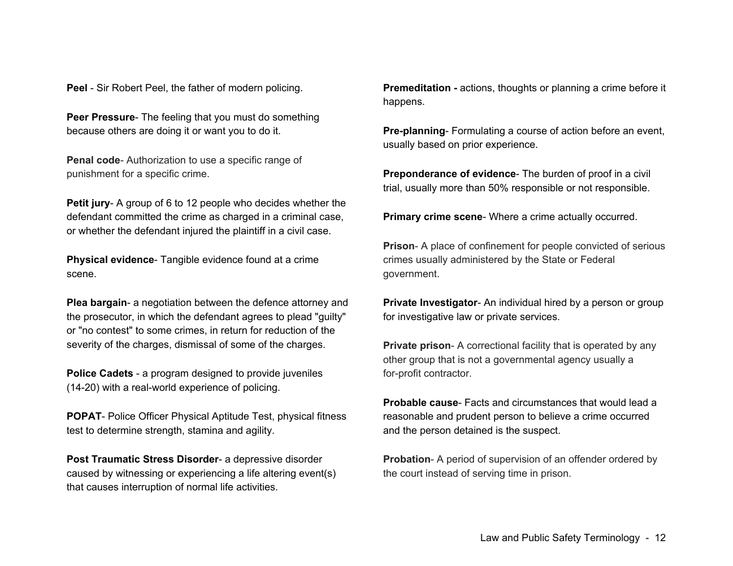**Peel** - Sir Robert Peel, the father of modern policing.

**Peer Pressure**- The feeling that you must do something because others are doing it or want you to do it.

**Penal code**- Authorization to use a specific range of punishment for a specific crime.

**Petit jury**- A group of 6 to 12 people who decides whether the defendant committed the crime as charged in a criminal case, or whether the defendant injured the plaintiff in a civil case.

**Physical evidence**- Tangible evidence found at a crime scene.

**Plea bargain**- a negotiation between the defence attorney and the prosecutor, in which the defendant agrees to plead "guilty" or "no contest" to some crimes, in return for reduction of the severity of the charges, dismissal of some of the charges.

**Police Cadets** - a program designed to provide juveniles (14-20) with a real-world experience of policing.

**POPAT**- Police Officer Physical Aptitude Test, physical fitness test to determine strength, stamina and agility.

**Post Traumatic Stress Disorder**- a depressive disorder caused by witnessing or experiencing a life altering event(s) that causes interruption of normal life activities.

**Premeditation -** actions, thoughts or planning a crime before it happens.

**Pre-planning**- Formulating a course of action before an event, usually based on prior experience.

**Preponderance of evidence**- The burden of proof in a civil trial, usually more than 50% responsible or not responsible.

**Primary crime scene**- Where a crime actually occurred.

**Prison**- A place of confinement for people convicted of serious crimes usually administered by the State or Federal government.

**Private Investigator**- An individual hired by a person or group for investigative law or private services.

**Private prison**- A correctional facility that is operated by any other group that is not a governmental agency usually a for-profit contractor.

**Probable cause**- Facts and circumstances that would lead a reasonable and prudent person to believe a crime occurred and the person detained is the suspect.

**Probation**- A period of supervision of an offender ordered by the court instead of serving time in prison.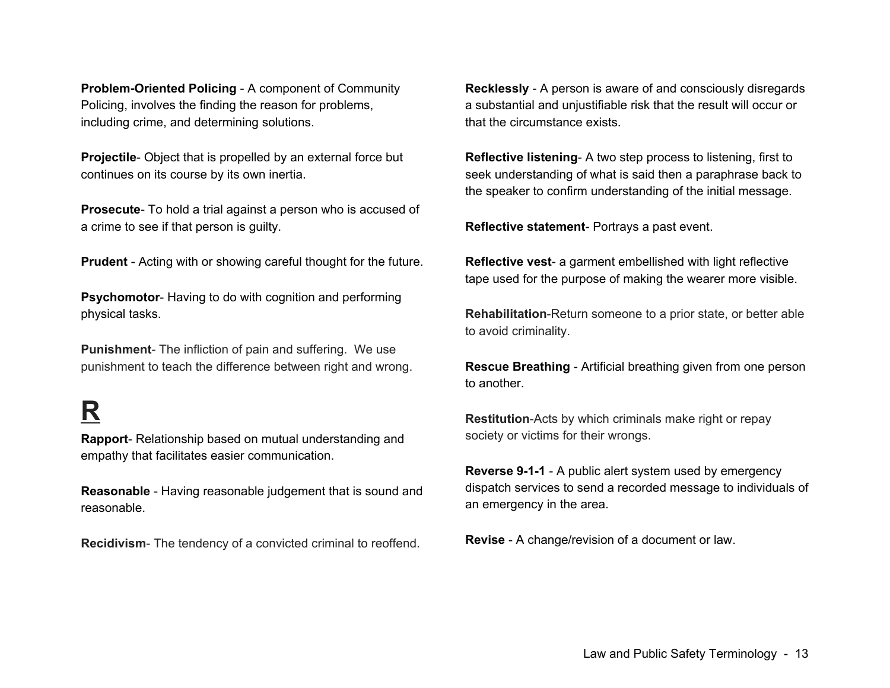**Problem-Oriented Policing** - A component of Community Policing, involves the finding the reason for problems, including crime, and determining solutions.

**Projectile**- Object that is propelled by an external force but continues on its course by its own inertia.

**Prosecute**- To hold a trial against a person who is accused of a crime to see if that person is guilty.

**Prudent** - Acting with or showing careful thought for the future.

**Psychomotor**- Having to do with cognition and performing physical tasks.

**Punishment**- The infliction of pain and suffering.  We use punishment to teach the difference between right and wrong.

# R

**Rapport**- Relationship based on mutual understanding and empathy that facilitates easier communication.

**Reasonable** - Having reasonable judgement that is sound and reasonable.

**Recidivism**- The tendency of a convicted criminal to reoffend.

**Recklessly** - A person is aware of and consciously disregards a substantial and unjustifiable risk that the result will occur or that the circumstance exists.

**Reflective listening**- A two step process to listening, first to seek understanding of what is said then a paraphrase back to the speaker to confirm understanding of the initial message.

**Reflective statement**- Portrays a past event.

**Reflective vest**- a garment embellished with light reflective tape used for the purpose of making the wearer more visible.

**Rehabilitation**-Return someone to a prior state, or better able to avoid criminality.

**Rescue Breathing** - Artificial breathing given from one person to another.

**Restitution**-Acts by which criminals make right or repay society or victims for their wrongs.

**Reverse 9-1-1** - A public alert system used by emergency dispatch services to send a recorded message to individuals of an emergency in the area.

**Revise** - A change/revision of a document or law.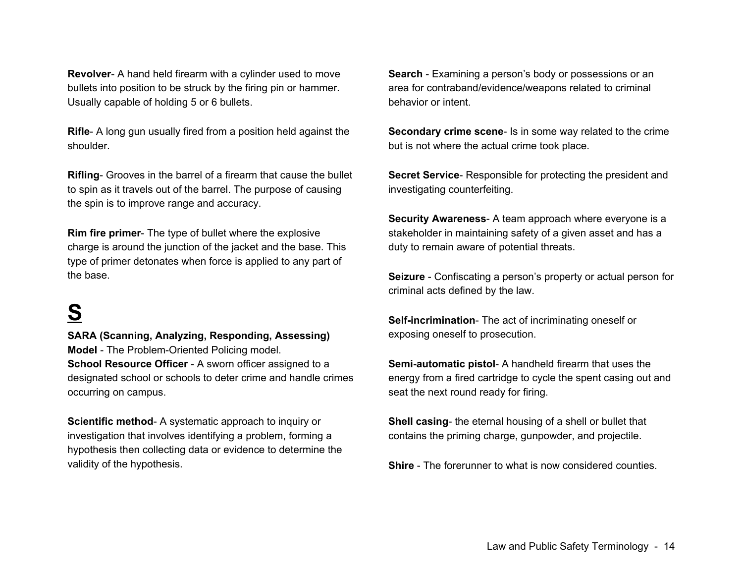**Revolver**- A hand held firearm with a cylinder used to move bullets into position to be struck by the firing pin or hammer. Usually capable of holding 5 or 6 bullets.

**Rifle**- A long gun usually fired from a position held against the shoulder.

**Rifling**- Grooves in the barrel of a firearm that cause the bullet to spin as it travels out of the barrel. The purpose of causing the spin is to improve range and accuracy.

**Rim fire primer**- The type of bullet where the explosive charge is around the junction of the jacket and the base. This type of primer detonates when force is applied to any part of the base.

# S

**SARA (Scanning, Analyzing, Responding, Assessing) Model** - The Problem-Oriented Policing model.

**School Resource Officer** - A sworn officer assigned to a designated school or schools to deter crime and handle crimes occurring on campus.

**Scientific method**- A systematic approach to inquiry or investigation that involves identifying a problem, forming a hypothesis then collecting data or evidence to determine the validity of the hypothesis.

**Search** - Examining a person's body or possessions or an area for contraband/evidence/weapons related to criminal behavior or intent.

**Secondary crime scene**- Is in some way related to the crime but is not where the actual crime took place.

**Secret Service**- Responsible for protecting the president and investigating counterfeiting.

**Security Awareness**- A team approach where everyone is a stakeholder in maintaining safety of a given asset and has a duty to remain aware of potential threats.

**Seizure** - Confiscating a person's property or actual person for criminal acts defined by the law.

**Self-incrimination**- The act of incriminating oneself or exposing oneself to prosecution.

**Semi-automatic pistol**- A handheld firearm that uses the energy from a fired cartridge to cycle the spent casing out and seat the next round ready for firing.

**Shell casing**- the eternal housing of a shell or bullet that contains the priming charge, gunpowder, and projectile.

**Shire** - The forerunner to what is now considered counties.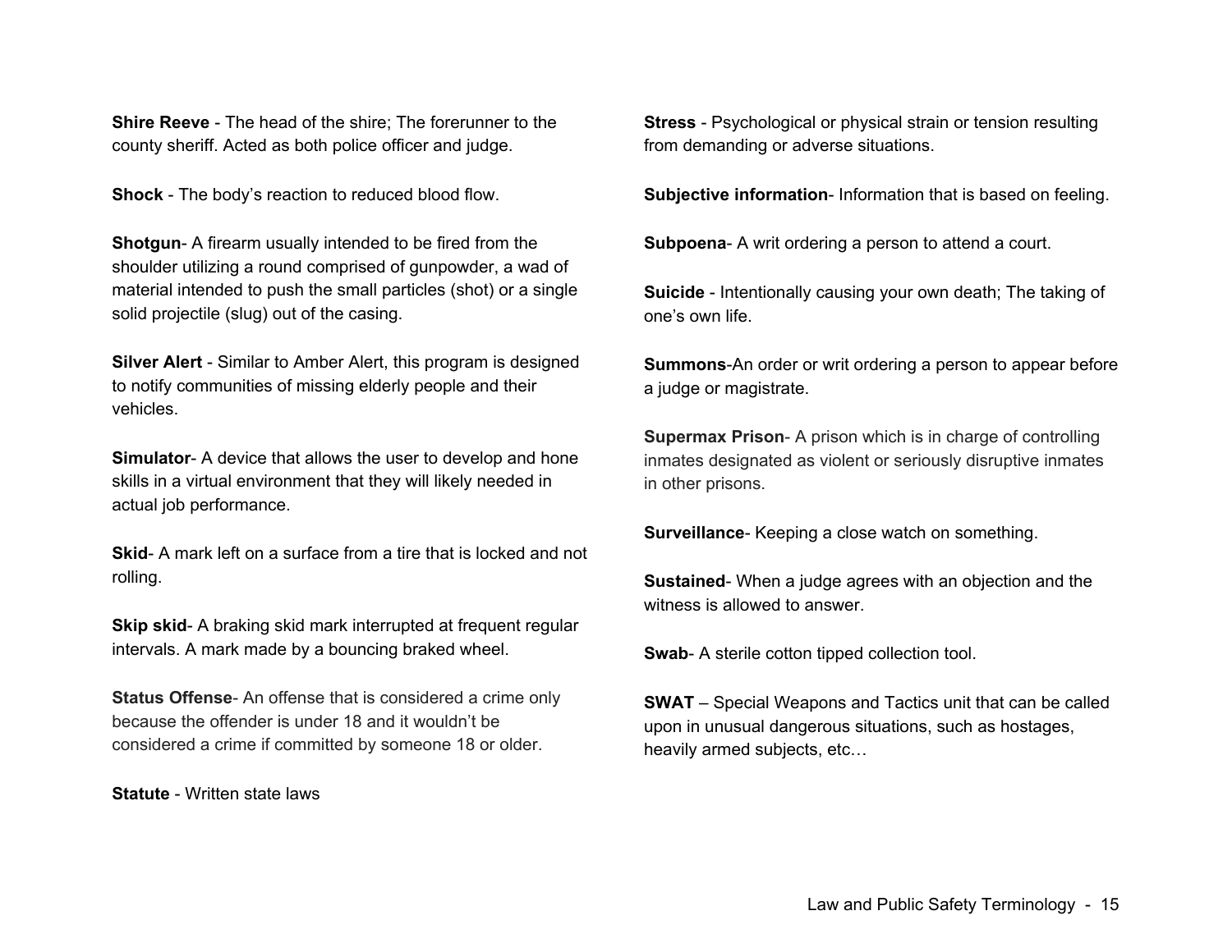**Shire Reeve** - The head of the shire; The forerunner to the county sheriff. Acted as both police officer and judge.

**Shock** - The body's reaction to reduced blood flow.

**Shotgun**- A firearm usually intended to be fired from the shoulder utilizing a round comprised of gunpowder, a wad of material intended to push the small particles (shot) or a single solid projectile (slug) out of the casing.

**Silver Alert** - Similar to Amber Alert, this program is designed to notify communities of missing elderly people and their vehicles.

**Simulator**- A device that allows the user to develop and hone skills in a virtual environment that they will likely needed in actual job performance.

**Skid**- A mark left on a surface from a tire that is locked and not rolling.

**Skip skid**- A braking skid mark interrupted at frequent regular intervals. A mark made by a bouncing braked wheel.

**Status Offense**- An offense that is considered a crime only because the offender is under 18 and it wouldn't be considered a crime if committed by someone 18 or older.

**Statute** - Written state laws

**Stress** - Psychological or physical strain or tension resulting from demanding or adverse situations.

**Subjective information**- Information that is based on feeling.

**Subpoena**- A writ ordering a person to attend a court.

**Suicide** - Intentionally causing your own death; The taking of one's own life.

**Summons**-An order or writ ordering a person to appear before a judge or magistrate.

**Supermax Prison**- A prison which is in charge of controlling inmates designated as violent or seriously disruptive inmates in other prisons.

**Surveillance**- Keeping a close watch on something.

**Sustained**- When a judge agrees with an objection and the witness is allowed to answer.

**Swab**- A sterile cotton tipped collection tool.

**SWAT** – Special Weapons and Tactics unit that can be called upon in unusual dangerous situations, such as hostages, heavily armed subjects, etc…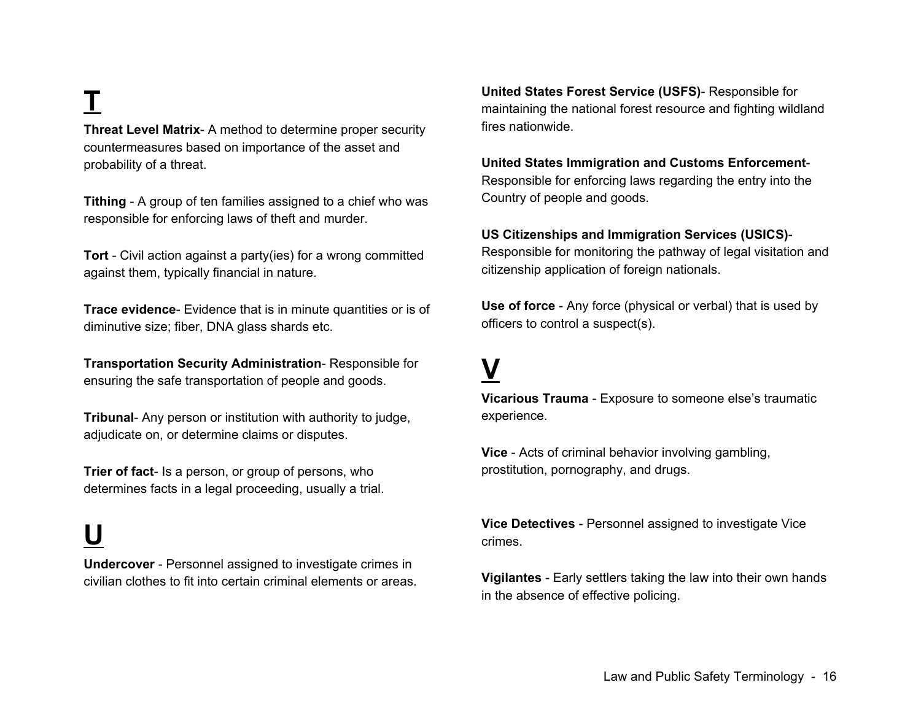# T

**Threat Level Matrix**- A method to determine proper security countermeasures based on importance of the asset and probability of a threat.

**Tithing** - A group of ten families assigned to a chief who was responsible for enforcing laws of theft and murder.

**Tort** - Civil action against a party(ies) for a wrong committed against them, typically financial in nature.

**Trace evidence**- Evidence that is in minute quantities or is of diminutive size; fiber, DNA glass shards etc.

**Transportation Security Administration**- Responsible for ensuring the safe transportation of people and goods.

**Tribunal**- Any person or institution with authority to judge, adjudicate on, or determine claims or disputes.

**Trier of fact**- Is a person, or group of persons, who determines facts in a legal proceeding, usually a trial.

# U

**Undercover** - Personnel assigned to investigate crimes in civilian clothes to fit into certain criminal elements or areas.

**United States Forest Service (USFS)**- Responsible for maintaining the national forest resource and fighting wildland fires nationwide.

**United States Immigration and Customs Enforcement**- Responsible for enforcing laws regarding the entry into the Country of people and goods.

**US Citizenships and Immigration Services (USICS)**- Responsible for monitoring the pathway of legal visitation and citizenship application of foreign nationals.

**Use of force** - Any force (physical or verbal) that is used by officers to control a suspect(s).

# V

**Vicarious Trauma** - Exposure to someone else's traumatic experience.

**Vice** - Acts of criminal behavior involving gambling, prostitution, pornography, and drugs.

**Vice Detectives** - Personnel assigned to investigate Vice crimes.

**Vigilantes** - Early settlers taking the law into their own hands in the absence of effective policing.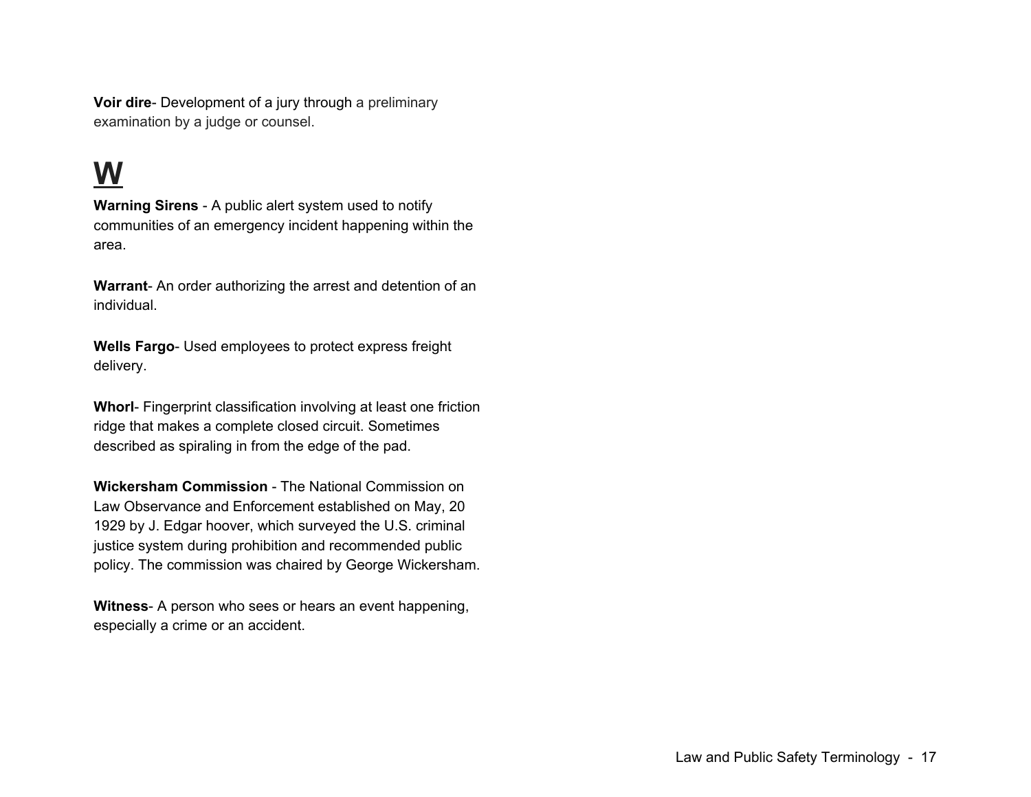**Voir dire**- Development of a jury through a preliminary examination by a judge or counsel.

# W

**Warning Sirens** - A public alert system used to notify communities of an emergency incident happening within the area.

**Warrant**- An order authorizing the arrest and detention of an individual.

**Wells Fargo**- Used employees to protect express freight delivery.

**Whorl**- Fingerprint classification involving at least one friction ridge that makes a complete closed circuit. Sometimes described as spiraling in from the edge of the pad.

**Wickersham Commission** - The National Commission on Law Observance and Enforcement established on May, 20 1929 by J. Edgar hoover, which surveyed the U.S. criminal justice system during prohibition and recommended public policy. The commission was chaired by George Wickersham.

**Witness**- A person who sees or hears an event happening, especially a crime or an accident.